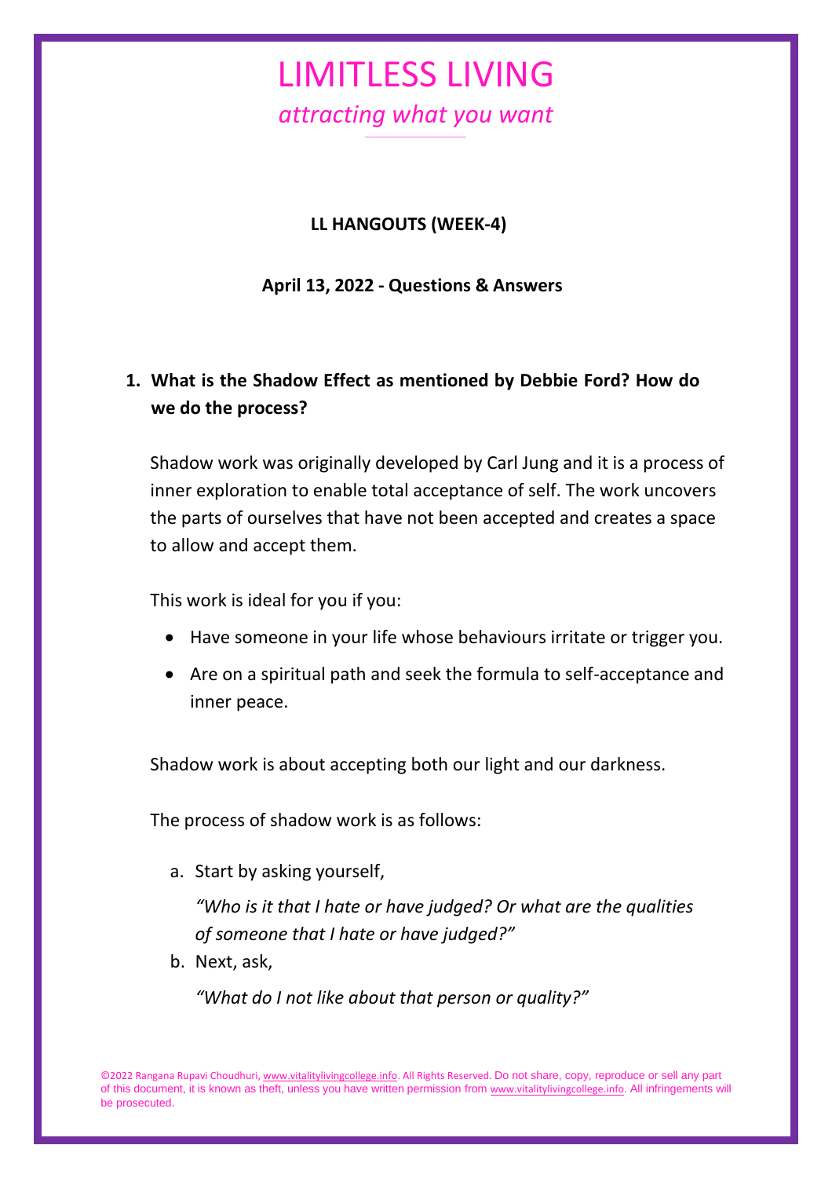# LIMITLESS LIVING

*attracting what you want*

**LL HANGOUTS (WEEK-4)**

**April 13, 2022 - Questions & Answers**

1. **What is the Shadow Effect as mentioned by Debbie Ford? How do we do the process?**

   Shadow work was originally developed by Carl Jung and it is a process of inner exploration to enable total acceptance of self. The work uncovers the parts of ourselves that have not been accepted and creates a space to allow and accept them.

   This work is ideal for you if you:

   - Have someone in your life whose behaviours irritate or trigger you.
   - Are on a spiritual path and seek the formula to self-acceptance and inner peace.

   Shadow work is about accepting both our light and our darkness.

   The process of shadow work is as follows:

   a. Start by asking yourself,

      *"Who is it that I hate or have judged? Or what are the qualities of someone that I hate or have judged?"*

   b. Next, ask,

      *"What do I not like about that person or quality?"*

©2022 Rangana Rupavi Choudhuri, www.vitalitylivingcollege.info. All Rights Reserved. Do not share, copy, reproduce or sell any part of this document, it is known as theft, unless you have written permission from www.vitalitylivingcollege.info. All infringements will be prosecuted.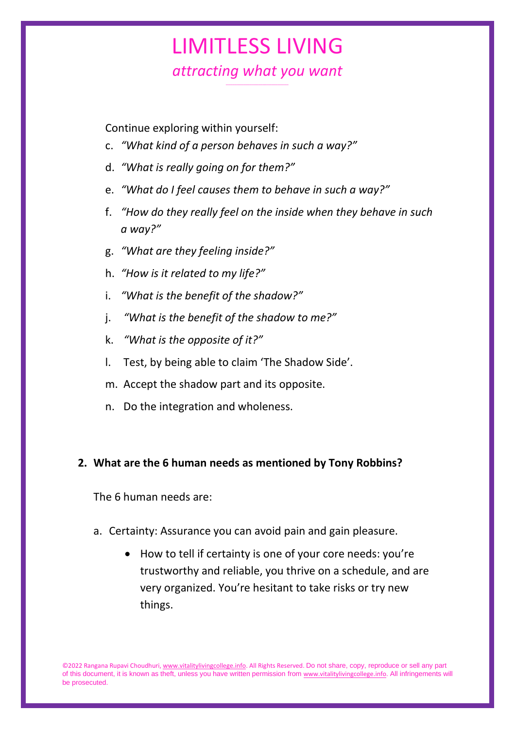Continue exploring within yourself:

c. *"What kind of a person behaves in such a way?"*
d. *"What is really going on for them?"*
e. *"What do I feel causes them to behave in such a way?"*
f. *"How do they really feel on the inside when they behave in such a way?"*
g. *"What are they feeling inside?"*
h. *"How is it related to my life?"*
i. *"What is the benefit of the shadow?"*
j. *"What is the benefit of the shadow to me?"*
k. *"What is the opposite of it?"*
l. Test, by being able to claim 'The Shadow Side'.
m. Accept the shadow part and its opposite.
n. Do the integration and wholeness.

**2. What are the 6 human needs as mentioned by Tony Robbins?**

The 6 human needs are:

a. Certainty: Assurance you can avoid pain and gain pleasure.
   - How to tell if certainty is one of your core needs: you're trustworthy and reliable, you thrive on a schedule, and are very organized. You're hesitant to take risks or try new things.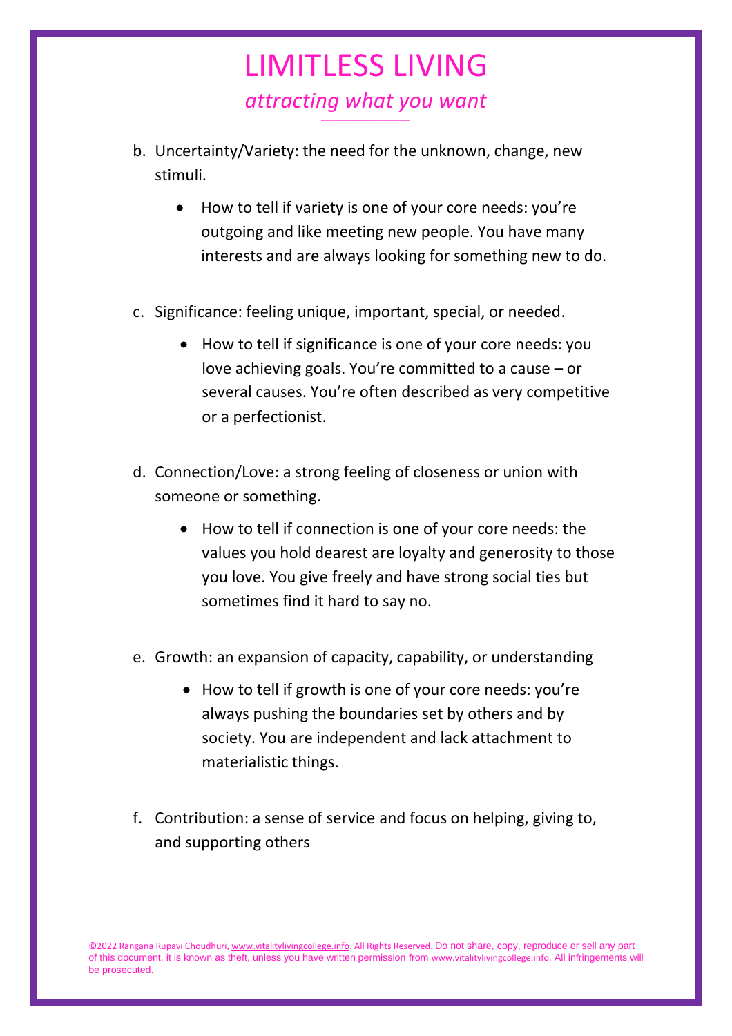b. Uncertainty/Variety: the need for the unknown, change, new stimuli.

   - How to tell if variety is one of your core needs: you're outgoing and like meeting new people. You have many interests and are always looking for something new to do.

c. Significance: feeling unique, important, special, or needed.

   - How to tell if significance is one of your core needs: you love achieving goals. You're committed to a cause – or several causes. You're often described as very competitive or a perfectionist.

d. Connection/Love: a strong feeling of closeness or union with someone or something.

   - How to tell if connection is one of your core needs: the values you hold dearest are loyalty and generosity to those you love. You give freely and have strong social ties but sometimes find it hard to say no.

e. Growth: an expansion of capacity, capability, or understanding

   - How to tell if growth is one of your core needs: you're always pushing the boundaries set by others and by society. You are independent and lack attachment to materialistic things.

f. Contribution: a sense of service and focus on helping, giving to, and supporting others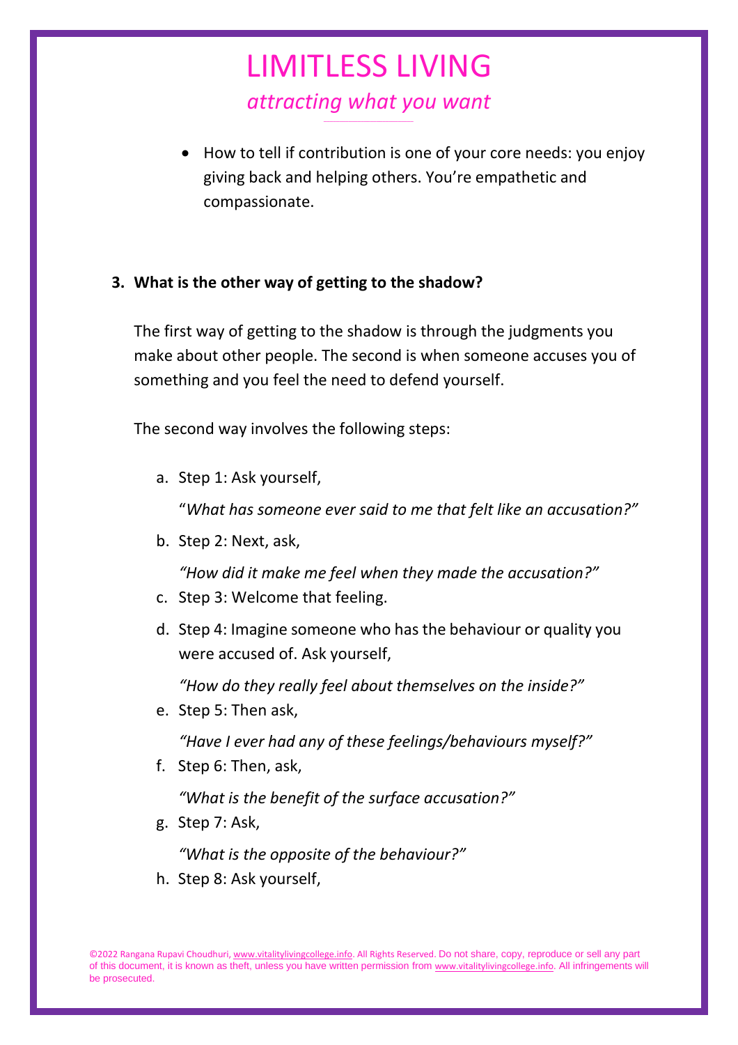- How to tell if contribution is one of your core needs: you enjoy giving back and helping others. You're empathetic and compassionate.

3. **What is the other way of getting to the shadow?**

   The first way of getting to the shadow is through the judgments you make about other people. The second is when someone accuses you of something and you feel the need to defend yourself.

   The second way involves the following steps:

   a. Step 1: Ask yourself,

      "*What has someone ever said to me that felt like an accusation?"*

   b. Step 2: Next, ask,

      *"How did it make me feel when they made the accusation?"*

   c. Step 3: Welcome that feeling.

   d. Step 4: Imagine someone who has the behaviour or quality you were accused of. Ask yourself,

      *"How do they really feel about themselves on the inside?"*

   e. Step 5: Then ask,

      *"Have I ever had any of these feelings/behaviours myself?"*

   f. Step 6: Then, ask,

      *"What is the benefit of the surface accusation?"*

   g. Step 7: Ask,

      *"What is the opposite of the behaviour?"*

   h. Step 8: Ask yourself,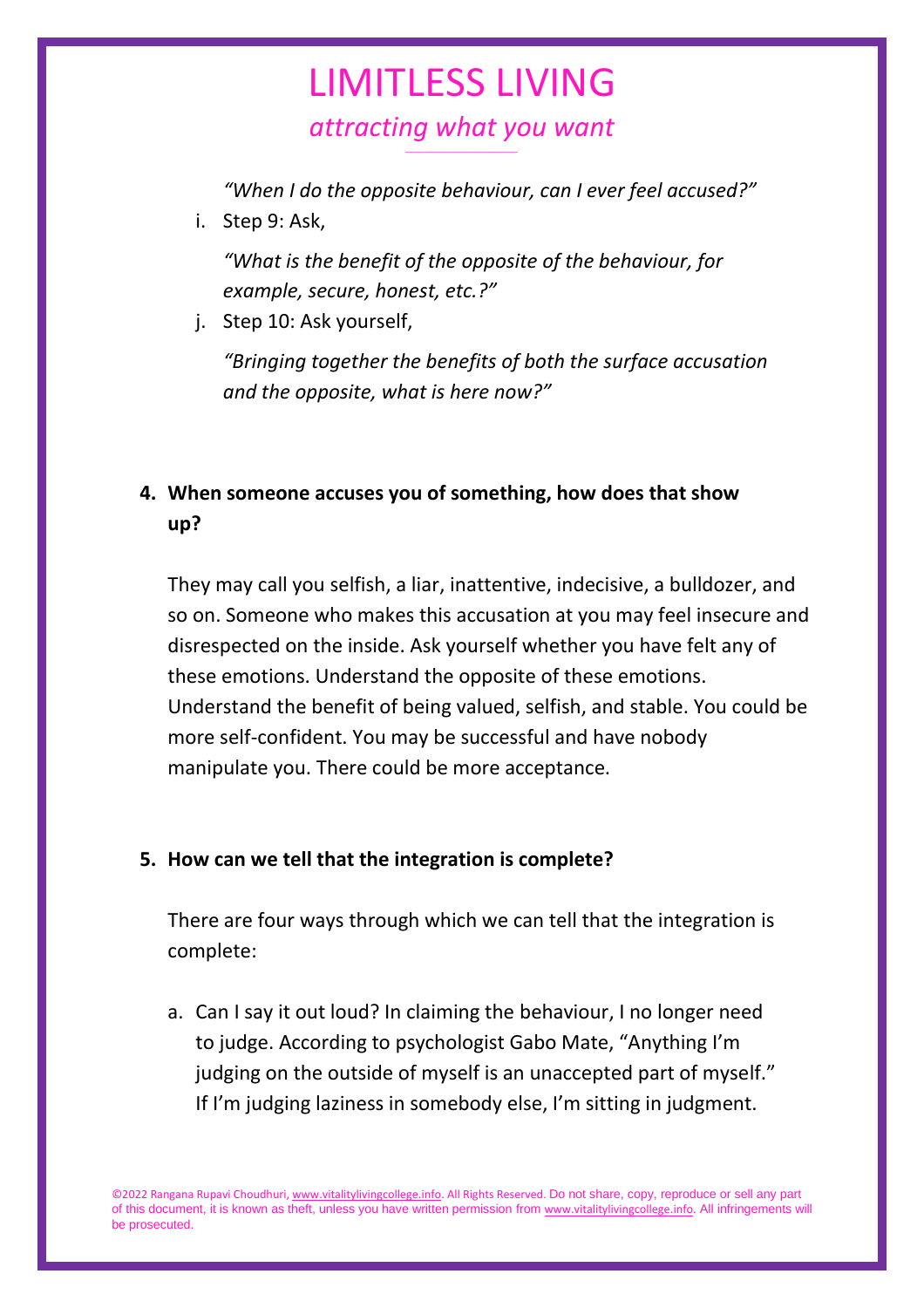*"When I do the opposite behaviour, can I ever feel accused?"*

i. Step 9: Ask,

   *"What is the benefit of the opposite of the behaviour, for example, secure, honest, etc.?"*

j. Step 10: Ask yourself,

   *"Bringing together the benefits of both the surface accusation and the opposite, what is here now?"*

**4. When someone accuses you of something, how does that show up?**

They may call you selfish, a liar, inattentive, indecisive, a bulldozer, and so on. Someone who makes this accusation at you may feel insecure and disrespected on the inside. Ask yourself whether you have felt any of these emotions. Understand the opposite of these emotions. Understand the benefit of being valued, selfish, and stable. You could be more self-confident. You may be successful and have nobody manipulate you. There could be more acceptance.

**5. How can we tell that the integration is complete?**

There are four ways through which we can tell that the integration is complete:

a. Can I say it out loud? In claiming the behaviour, I no longer need to judge. According to psychologist Gabo Mate, "Anything I'm judging on the outside of myself is an unaccepted part of myself." If I'm judging laziness in somebody else, I'm sitting in judgment.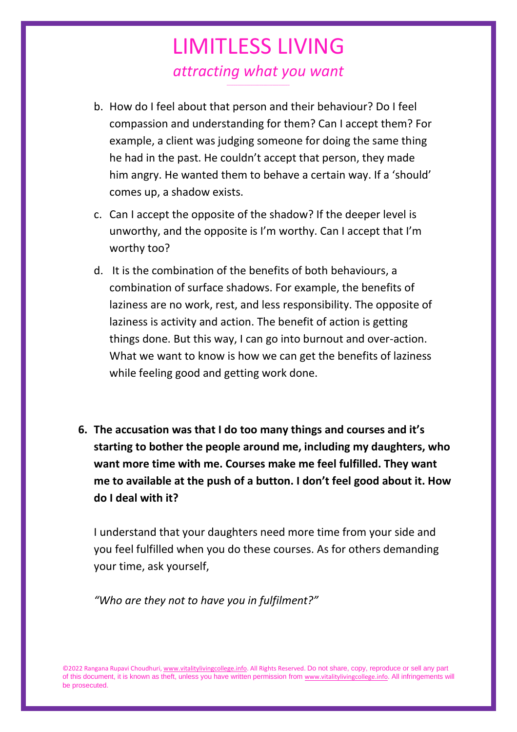b. How do I feel about that person and their behaviour? Do I feel compassion and understanding for them? Can I accept them? For example, a client was judging someone for doing the same thing he had in the past. He couldn't accept that person, they made him angry. He wanted them to behave a certain way. If a 'should' comes up, a shadow exists.

c. Can I accept the opposite of the shadow? If the deeper level is unworthy, and the opposite is I'm worthy. Can I accept that I'm worthy too?

d. It is the combination of the benefits of both behaviours, a combination of surface shadows. For example, the benefits of laziness are no work, rest, and less responsibility. The opposite of laziness is activity and action. The benefit of action is getting things done. But this way, I can go into burnout and over-action. What we want to know is how we can get the benefits of laziness while feeling good and getting work done.

6. **The accusation was that I do too many things and courses and it's starting to bother the people around me, including my daughters, who want more time with me. Courses make me feel fulfilled. They want me to available at the push of a button. I don't feel good about it. How do I deal with it?**

   I understand that your daughters need more time from your side and you feel fulfilled when you do these courses. As for others demanding your time, ask yourself,

   *"Who are they not to have you in fulfilment?"*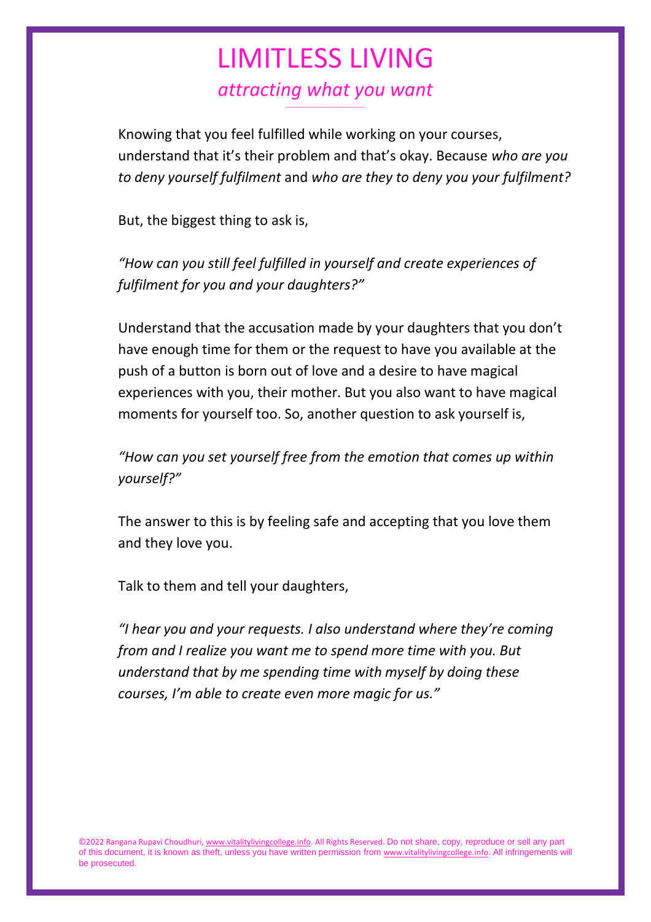Knowing that you feel fulfilled while working on your courses, understand that it's their problem and that's okay. Because *who are you to deny yourself fulfilment* and *who are they to deny you your fulfilment?*

But, the biggest thing to ask is,

*"How can you still feel fulfilled in yourself and create experiences of fulfilment for you and your daughters?"*

Understand that the accusation made by your daughters that you don't have enough time for them or the request to have you available at the push of a button is born out of love and a desire to have magical experiences with you, their mother. But you also want to have magical moments for yourself too. So, another question to ask yourself is,

*"How can you set yourself free from the emotion that comes up within yourself?"*

The answer to this is by feeling safe and accepting that you love them and they love you.

Talk to them and tell your daughters,

*"I hear you and your requests. I also understand where they're coming from and I realize you want me to spend more time with you. But understand that by me spending time with myself by doing these courses, I'm able to create even more magic for us."*